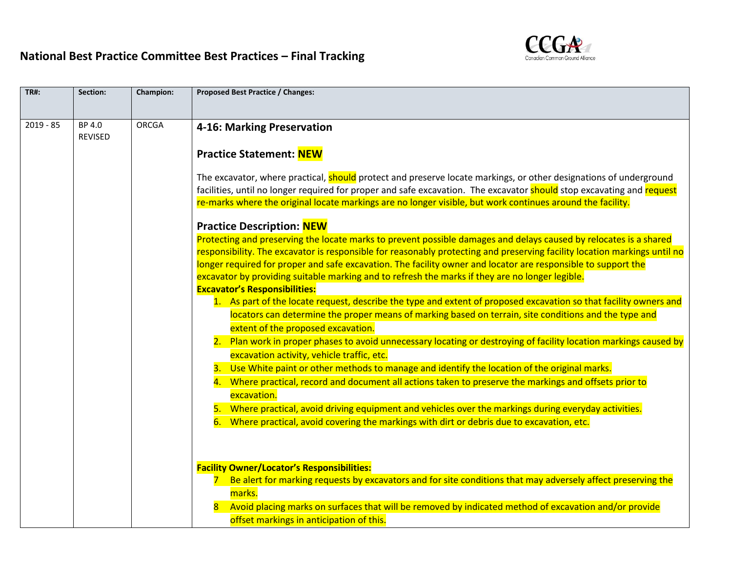# National Best Practice Committee Best Practices – Final Tracking

| TR#: | Section: | Champion: | Proposed Best Practice / Changes: |
|---|---|---|---|
| 2019 - 85 | BP 4.0 REVISED | ORCGA | **4-16: Marking Preservation**<br><br>**Practice Statement: NEW**<br><br>The excavator, where practical, should protect and preserve locate markings, or other designations of underground facilities, until no longer required for proper and safe excavation. The excavator should stop excavating and request re-marks where the original locate markings are no longer visible, but work continues around the facility.<br><br>**Practice Description: NEW**<br>Protecting and preserving the locate marks to prevent possible damages and delays caused by relocates is a shared responsibility. The excavator is responsible for reasonably protecting and preserving facility location markings until no longer required for proper and safe excavation. The facility owner and locator are responsible to support the excavator by providing suitable marking and to refresh the marks if they are no longer legible.<br>**Excavator's Responsibilities:**<br>1. As part of the locate request, describe the type and extent of proposed excavation so that facility owners and locators can determine the proper means of marking based on terrain, site conditions and the type and extent of the proposed excavation.<br>2. Plan work in proper phases to avoid unnecessary locating or destroying of facility location markings caused by excavation activity, vehicle traffic, etc.<br>3. Use White paint or other methods to manage and identify the location of the original marks.<br>4. Where practical, record and document all actions taken to preserve the markings and offsets prior to excavation.<br>5. Where practical, avoid driving equipment and vehicles over the markings during everyday activities.<br>6. Where practical, avoid covering the markings with dirt or debris due to excavation, etc.<br><br>**Facility Owner/Locator's Responsibilities:**<br>7 Be alert for marking requests by excavators and for site conditions that may adversely affect preserving the marks.<br>8 Avoid placing marks on surfaces that will be removed by indicated method of excavation and/or provide offset markings in anticipation of this. |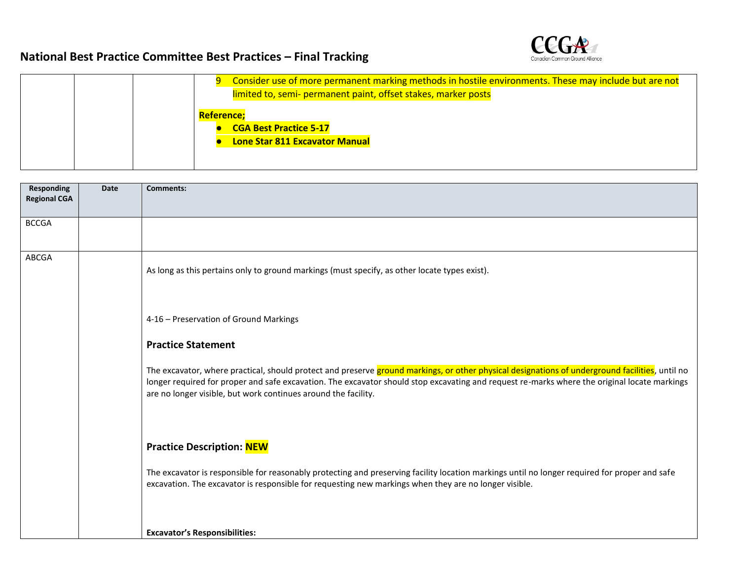# National Best Practice Committee Best Practices – Final Tracking

| | | | |
|---|---|---|---|
| | | | 9 Consider use of more permanent marking methods in hostile environments. These may include but are not limited to, semi- permanent paint, offset stakes, marker posts<br><br>**Reference;**<br>● **CGA Best Practice 5-17**<br>● **Lone Star 811 Excavator Manual** |

| Responding Regional CGA | Date | Comments: |
|---|---|---|
| BCCGA | | |
| ABCGA | | As long as this pertains only to ground markings (must specify, as other locate types exist).<br><br>4-16 – Preservation of Ground Markings<br><br>**Practice Statement**<br><br>The excavator, where practical, should protect and preserve ground markings, or other physical designations of underground facilities, until no longer required for proper and safe excavation. The excavator should stop excavating and request re-marks where the original locate markings are no longer visible, but work continues around the facility.<br><br>**Practice Description: NEW**<br><br>The excavator is responsible for reasonably protecting and preserving facility location markings until no longer required for proper and safe excavation. The excavator is responsible for requesting new markings when they are no longer visible.<br><br>**Excavator's Responsibilities:** |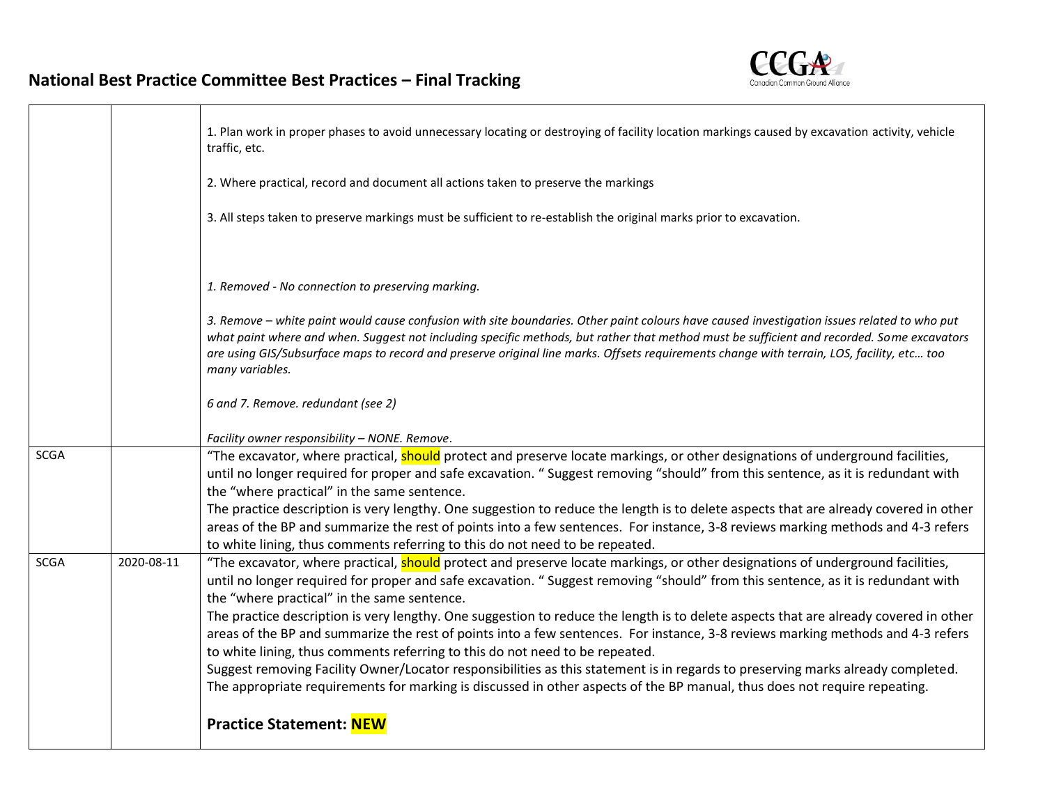| | | |
|---|---|---|
| | | 1. Plan work in proper phases to avoid unnecessary locating or destroying of facility location markings caused by excavation activity, vehicle traffic, etc.<br><br>2. Where practical, record and document all actions taken to preserve the markings<br><br>3. All steps taken to preserve markings must be sufficient to re-establish the original marks prior to excavation.<br><br>*1. Removed - No connection to preserving marking.*<br><br>*3. Remove – white paint would cause confusion with site boundaries. Other paint colours have caused investigation issues related to who put what paint where and when. Suggest not including specific methods, but rather that method must be sufficient and recorded. Some excavators are using GIS/Subsurface maps to record and preserve original line marks. Offsets requirements change with terrain, LOS, facility, etc… too many variables.*<br><br>*6 and 7. Remove. redundant (see 2)*<br><br>*Facility owner responsibility – NONE. Remove*. |
| SCGA | | "The excavator, where practical, should protect and preserve locate markings, or other designations of underground facilities, until no longer required for proper and safe excavation. " Suggest removing "should" from this sentence, as it is redundant with the "where practical" in the same sentence.<br>The practice description is very lengthy. One suggestion to reduce the length is to delete aspects that are already covered in other areas of the BP and summarize the rest of points into a few sentences. For instance, 3-8 reviews marking methods and 4-3 refers to white lining, thus comments referring to this do not need to be repeated. |
| SCGA | 2020-08-11 | "The excavator, where practical, should protect and preserve locate markings, or other designations of underground facilities, until no longer required for proper and safe excavation. " Suggest removing "should" from this sentence, as it is redundant with the "where practical" in the same sentence.<br>The practice description is very lengthy. One suggestion to reduce the length is to delete aspects that are already covered in other areas of the BP and summarize the rest of points into a few sentences. For instance, 3-8 reviews marking methods and 4-3 refers to white lining, thus comments referring to this do not need to be repeated.<br>Suggest removing Facility Owner/Locator responsibilities as this statement is in regards to preserving marks already completed. The appropriate requirements for marking is discussed in other aspects of the BP manual, thus does not require repeating.<br><br>**Practice Statement: NEW** |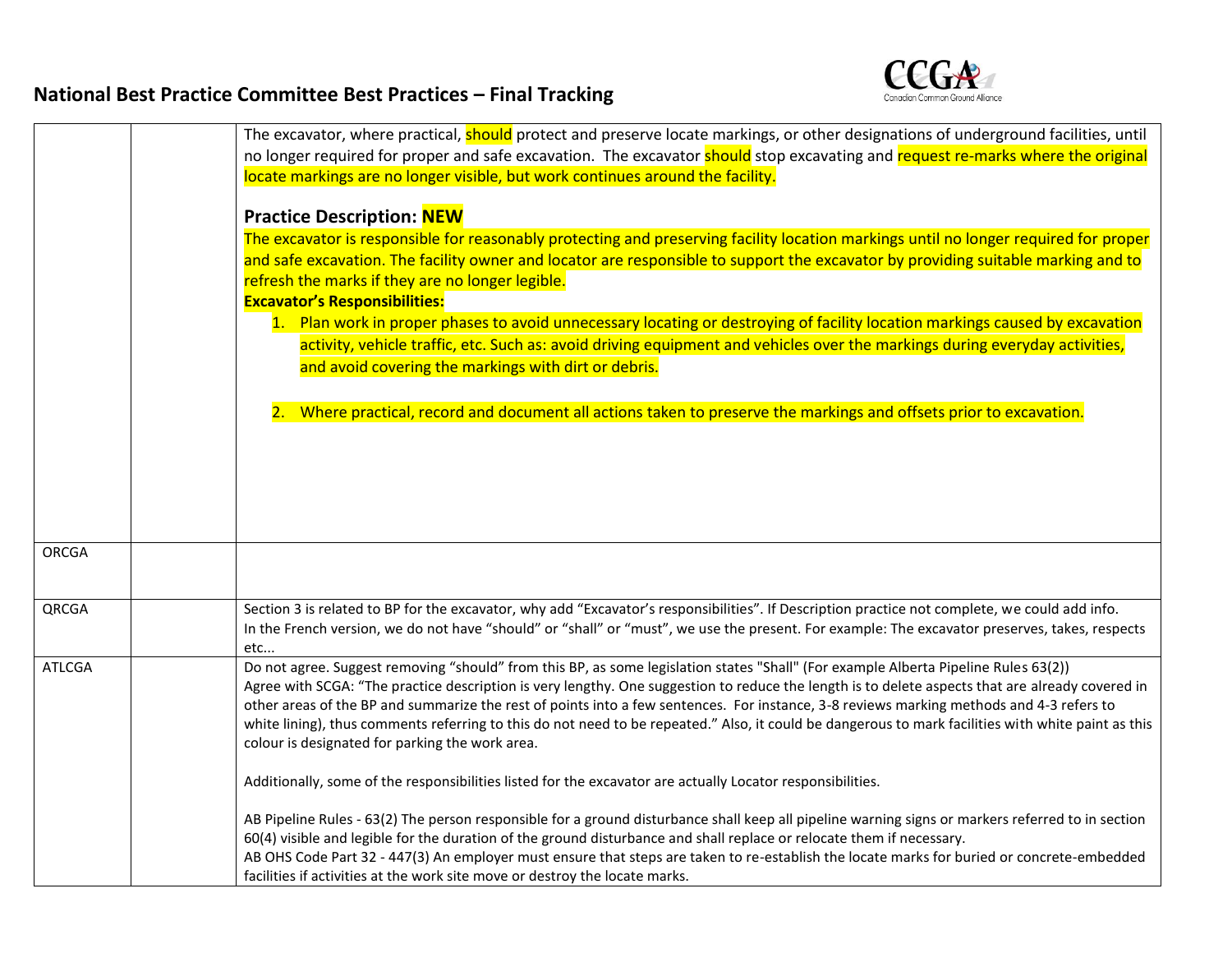| | | |
|---|---|---|
| | | The excavator, where practical, should protect and preserve locate markings, or other designations of underground facilities, until no longer required for proper and safe excavation. The excavator should stop excavating and request re-marks where the original locate markings are no longer visible, but work continues around the facility.<br><br>**Practice Description: NEW**<br>The excavator is responsible for reasonably protecting and preserving facility location markings until no longer required for proper and safe excavation. The facility owner and locator are responsible to support the excavator by providing suitable marking and to refresh the marks if they are no longer legible.<br>**Excavator's Responsibilities:**<br>1. Plan work in proper phases to avoid unnecessary locating or destroying of facility location markings caused by excavation activity, vehicle traffic, etc. Such as: avoid driving equipment and vehicles over the markings during everyday activities, and avoid covering the markings with dirt or debris.<br><br>2. Where practical, record and document all actions taken to preserve the markings and offsets prior to excavation. |
| ORCGA | | |
| QRCGA | | Section 3 is related to BP for the excavator, why add "Excavator's responsibilities". If Description practice not complete, we could add info.<br>In the French version, we do not have "should" or "shall" or "must", we use the present. For example: The excavator preserves, takes, respects etc... |
| ATLCGA | | Do not agree. Suggest removing "should" from this BP, as some legislation states "Shall" (For example Alberta Pipeline Rules 63(2))<br>Agree with SCGA: "The practice description is very lengthy. One suggestion to reduce the length is to delete aspects that are already covered in other areas of the BP and summarize the rest of points into a few sentences. For instance, 3-8 reviews marking methods and 4-3 refers to white lining), thus comments referring to this do not need to be repeated." Also, it could be dangerous to mark facilities with white paint as this colour is designated for parking the work area.<br><br>Additionally, some of the responsibilities listed for the excavator are actually Locator responsibilities.<br><br>AB Pipeline Rules - 63(2) The person responsible for a ground disturbance shall keep all pipeline warning signs or markers referred to in section 60(4) visible and legible for the duration of the ground disturbance and shall replace or relocate them if necessary.<br>AB OHS Code Part 32 - 447(3) An employer must ensure that steps are taken to re-establish the locate marks for buried or concrete-embedded facilities if activities at the work site move or destroy the locate marks. |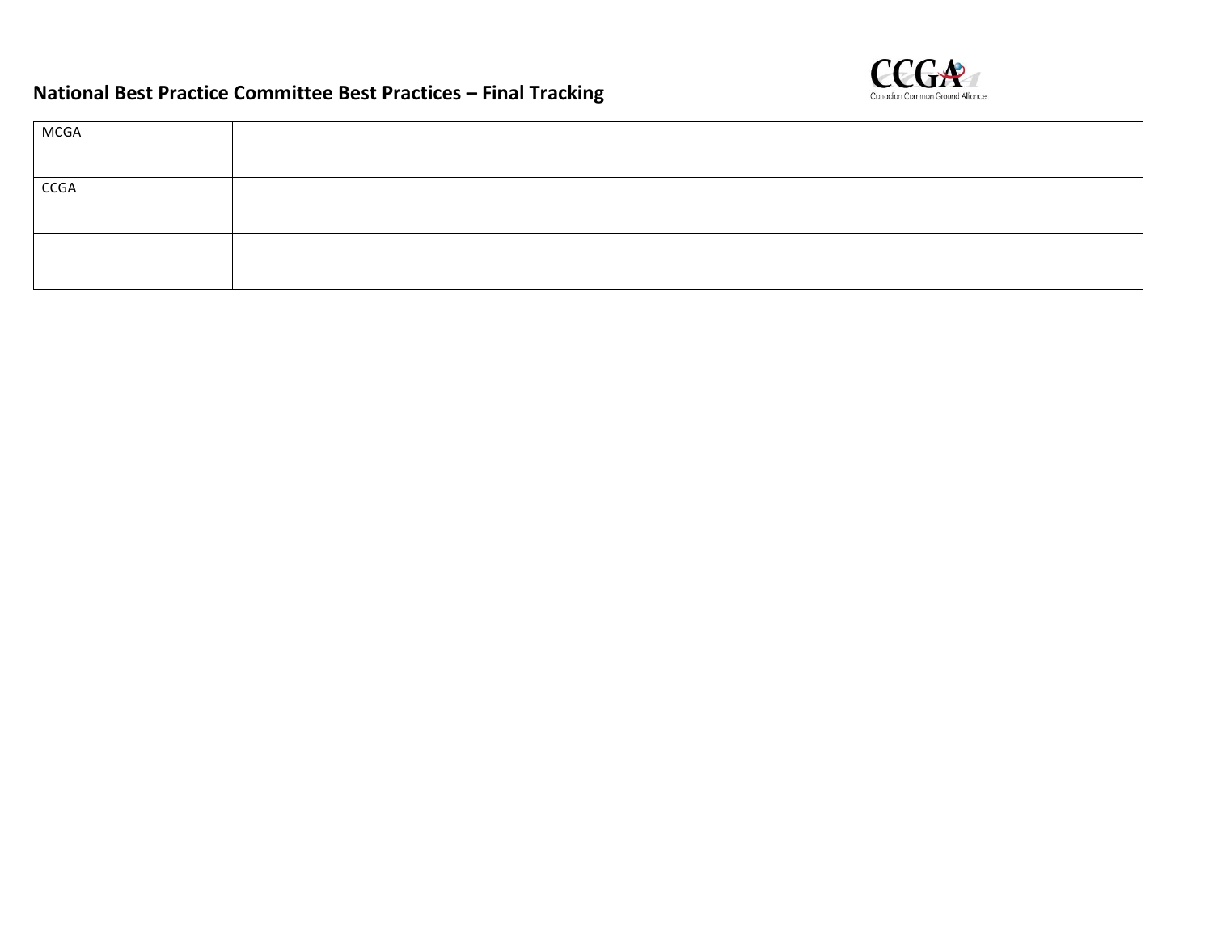## National Best Practice Committee Best Practices – Final Tracking

| | | |
|---|---|---|
| MCGA | | |
| CCGA | | |
| | | |